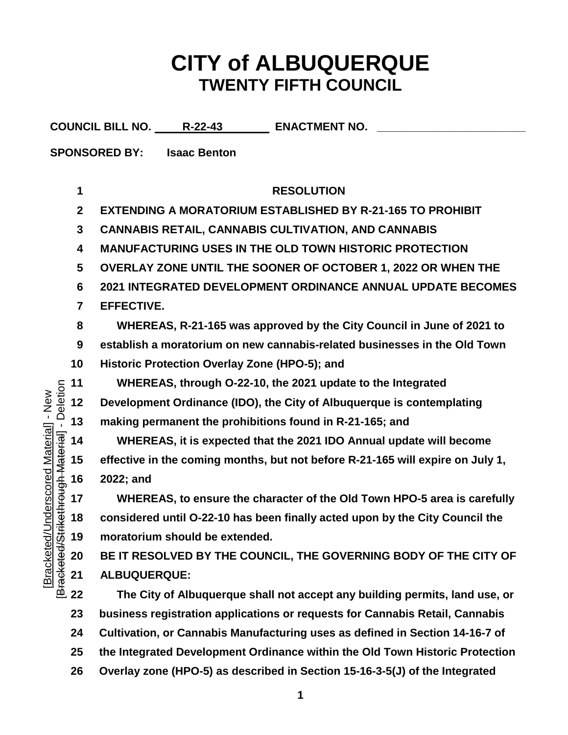# CITY of ALBUQUERQUE
## TWENTY FIFTH COUNCIL

**COUNCIL BILL NO.** R-22-43 **ENACTMENT NO.** ________________

**SPONSORED BY:** **Isaac Benton**

**RESOLUTION**

**EXTENDING A MORATORIUM ESTABLISHED BY R-21-165 TO PROHIBIT CANNABIS RETAIL, CANNABIS CULTIVATION, AND CANNABIS MANUFACTURING USES IN THE OLD TOWN HISTORIC PROTECTION OVERLAY ZONE UNTIL THE SOONER OF OCTOBER 1, 2022 OR WHEN THE 2021 INTEGRATED DEVELOPMENT ORDINANCE ANNUAL UPDATE BECOMES EFFECTIVE.**

**WHEREAS, R-21-165 was approved by the City Council in June of 2021 to establish a moratorium on new cannabis-related businesses in the Old Town Historic Protection Overlay Zone (HPO-5); and**

**WHEREAS, through O-22-10, the 2021 update to the Integrated Development Ordinance (IDO), the City of Albuquerque is contemplating making permanent the prohibitions found in R-21-165; and**

**WHEREAS, it is expected that the 2021 IDO Annual update will become effective in the coming months, but not before R-21-165 will expire on July 1, 2022; and**

**WHEREAS, to ensure the character of the Old Town HPO-5 area is carefully considered until O-22-10 has been finally acted upon by the City Council the moratorium should be extended.**

**BE IT RESOLVED BY THE COUNCIL, THE GOVERNING BODY OF THE CITY OF ALBUQUERQUE:**

**The City of Albuquerque shall not accept any building permits, land use, or business registration applications or requests for Cannabis Retail, Cannabis Cultivation, or Cannabis Manufacturing uses as defined in Section 14-16-7 of the Integrated Development Ordinance within the Old Town Historic Protection Overlay zone (HPO-5) as described in Section 15-16-3-5(J) of the Integrated**

[Bracketed/Underscored Material] - New
[~~Bracketed/Strikethrough Material~~] - Deletion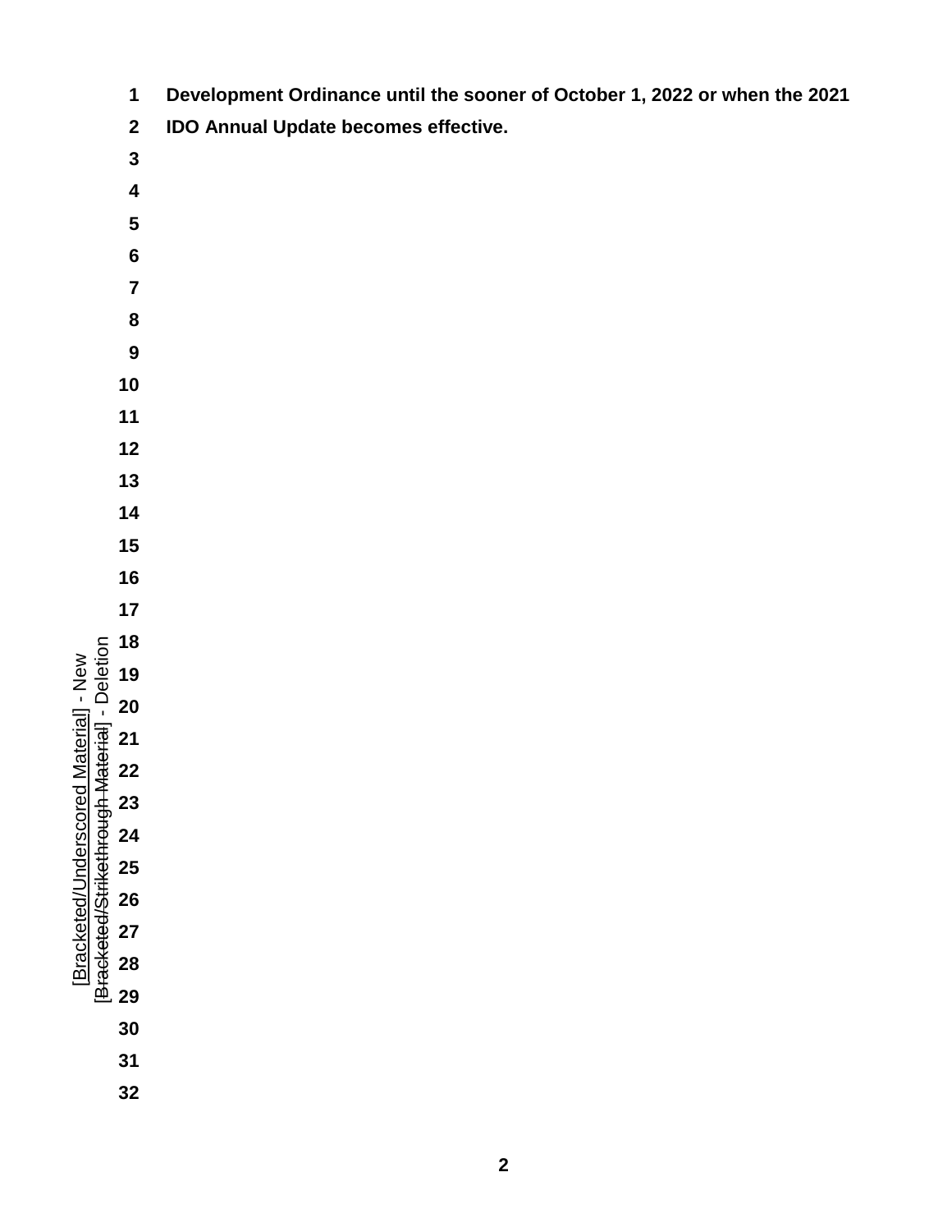**Development Ordinance until the sooner of October 1, 2022 or when the 2021 IDO Annual Update becomes effective.**

[Bracketed/Underscored Material] - New
[Bracketed/Strikethrough Material] - Deletion